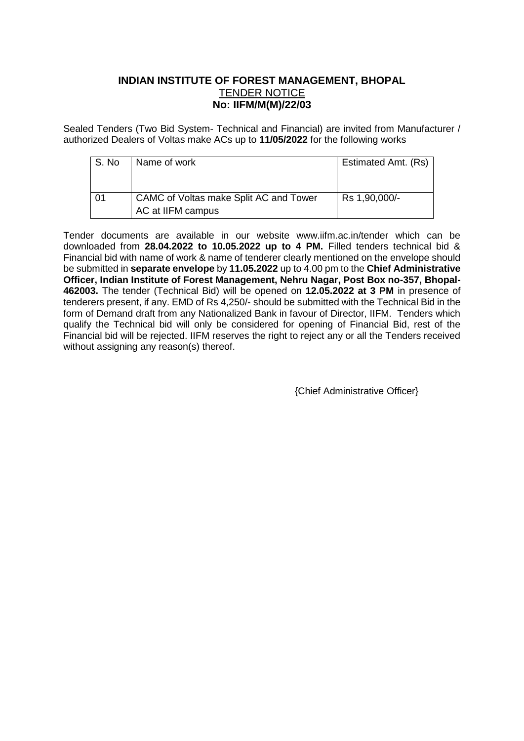# INDIAN INSTITUTE OF FOREST MANAGEMENT, BHOPAL

## TENDER NOTICE

**No: IIFM/M(M)/22/03**

Sealed Tenders (Two Bid System- Technical and Financial) are invited from Manufacturer / authorized Dealers of Voltas make ACs up to **11/05/2022** for the following works

| S. No | Name of work | Estimated Amt. (Rs) |
|---|---|---|
| 01 | CAMC of Voltas make Split AC and Tower AC at IIFM campus | Rs 1,90,000/- |

Tender documents are available in our website www.iifm.ac.in/tender which can be downloaded from **28.04.2022 to 10.05.2022 up to 4 PM.** Filled tenders technical bid & Financial bid with name of work & name of tenderer clearly mentioned on the envelope should be submitted in **separate envelope** by **11.05.2022** up to 4.00 pm to the **Chief Administrative Officer, Indian Institute of Forest Management, Nehru Nagar, Post Box no-357, Bhopal-462003.** The tender (Technical Bid) will be opened on **12.05.2022 at 3 PM** in presence of tenderers present, if any. EMD of Rs 4,250/- should be submitted with the Technical Bid in the form of Demand draft from any Nationalized Bank in favour of Director, IIFM. Tenders which qualify the Technical bid will only be considered for opening of Financial Bid, rest of the Financial bid will be rejected. IIFM reserves the right to reject any or all the Tenders received without assigning any reason(s) thereof.

{Chief Administrative Officer}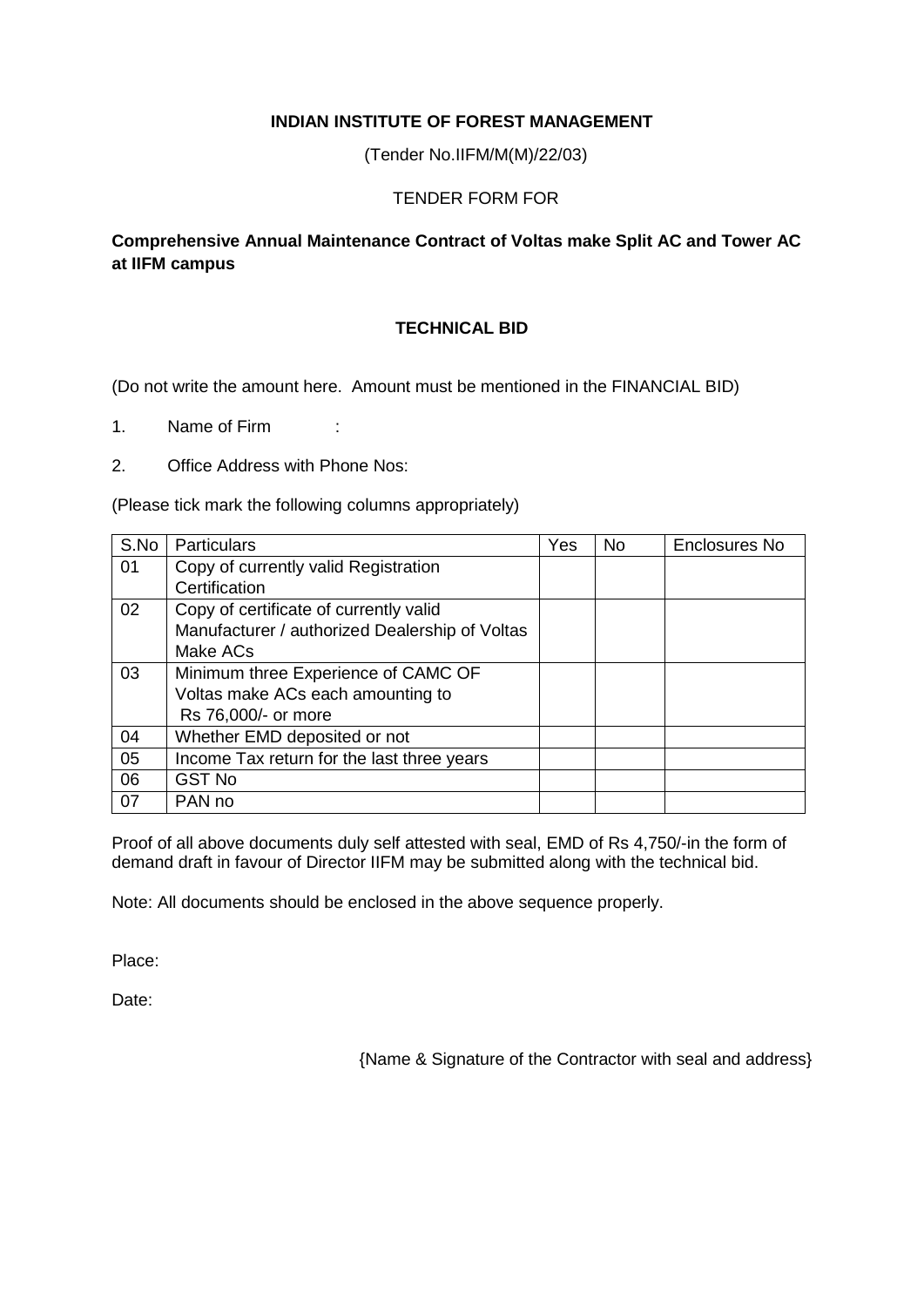**INDIAN INSTITUTE OF FOREST MANAGEMENT**

(Tender No.IIFM/M(M)/22/03)

TENDER FORM FOR

**Comprehensive Annual Maintenance Contract of Voltas make Split AC and Tower AC at IIFM campus**

**TECHNICAL BID**

(Do not write the amount here. Amount must be mentioned in the FINANCIAL BID)

1. Name of Firm :

2. Office Address with Phone Nos:

(Please tick mark the following columns appropriately)

| S.No | Particulars | Yes | No | Enclosures No |
|---|---|---|---|---|
| 01 | Copy of currently valid Registration Certification | | | |
| 02 | Copy of certificate of currently valid Manufacturer / authorized Dealership of Voltas Make ACs | | | |
| 03 | Minimum three Experience of CAMC OF Voltas make ACs each amounting to Rs 76,000/- or more | | | |
| 04 | Whether EMD deposited or not | | | |
| 05 | Income Tax return for the last three years | | | |
| 06 | GST No | | | |
| 07 | PAN no | | | |

Proof of all above documents duly self attested with seal, EMD of Rs 4,750/-in the form of demand draft in favour of Director IIFM may be submitted along with the technical bid.

Note: All documents should be enclosed in the above sequence properly.

Place:

Date:

{Name & Signature of the Contractor with seal and address}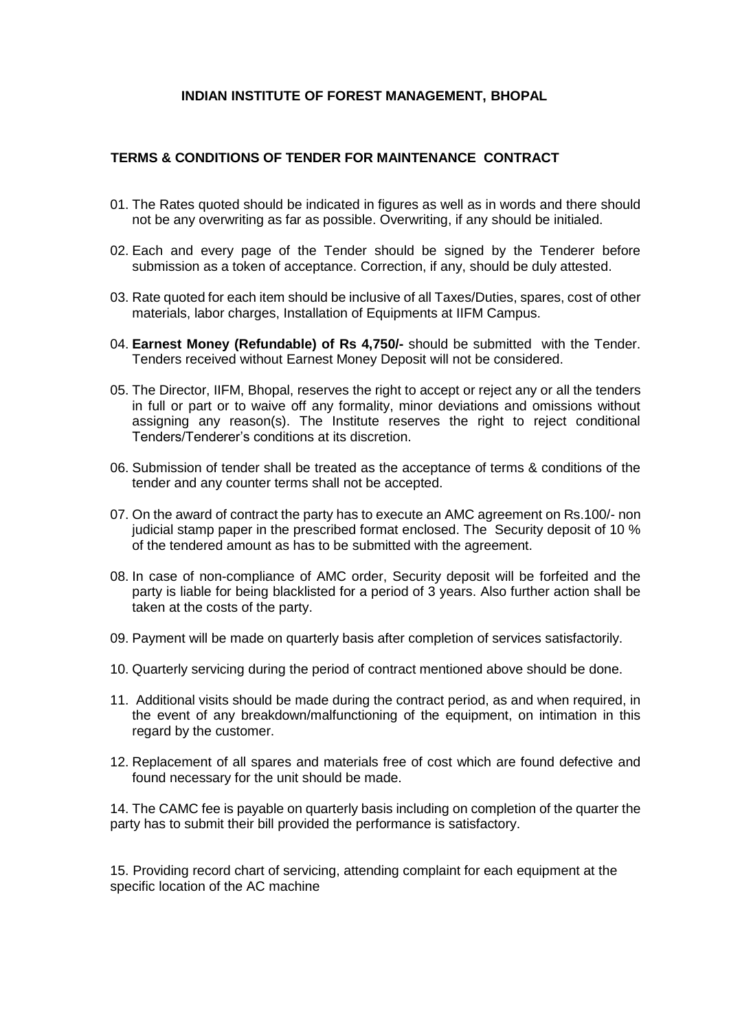**INDIAN INSTITUTE OF FOREST MANAGEMENT, BHOPAL**

**TERMS & CONDITIONS OF TENDER FOR MAINTENANCE CONTRACT**

01. The Rates quoted should be indicated in figures as well as in words and there should not be any overwriting as far as possible. Overwriting, if any should be initialed.

02. Each and every page of the Tender should be signed by the Tenderer before submission as a token of acceptance. Correction, if any, should be duly attested.

03. Rate quoted for each item should be inclusive of all Taxes/Duties, spares, cost of other materials, labor charges, Installation of Equipments at IIFM Campus.

04. **Earnest Money (Refundable) of Rs 4,750/-** should be submitted with the Tender. Tenders received without Earnest Money Deposit will not be considered.

05. The Director, IIFM, Bhopal, reserves the right to accept or reject any or all the tenders in full or part or to waive off any formality, minor deviations and omissions without assigning any reason(s). The Institute reserves the right to reject conditional Tenders/Tenderer's conditions at its discretion.

06. Submission of tender shall be treated as the acceptance of terms & conditions of the tender and any counter terms shall not be accepted.

07. On the award of contract the party has to execute an AMC agreement on Rs.100/- non judicial stamp paper in the prescribed format enclosed. The Security deposit of 10 % of the tendered amount as has to be submitted with the agreement.

08. In case of non-compliance of AMC order, Security deposit will be forfeited and the party is liable for being blacklisted for a period of 3 years. Also further action shall be taken at the costs of the party.

09. Payment will be made on quarterly basis after completion of services satisfactorily.

10. Quarterly servicing during the period of contract mentioned above should be done.

11. Additional visits should be made during the contract period, as and when required, in the event of any breakdown/malfunctioning of the equipment, on intimation in this regard by the customer.

12. Replacement of all spares and materials free of cost which are found defective and found necessary for the unit should be made.

14. The CAMC fee is payable on quarterly basis including on completion of the quarter the party has to submit their bill provided the performance is satisfactory.

15. Providing record chart of servicing, attending complaint for each equipment at the specific location of the AC machine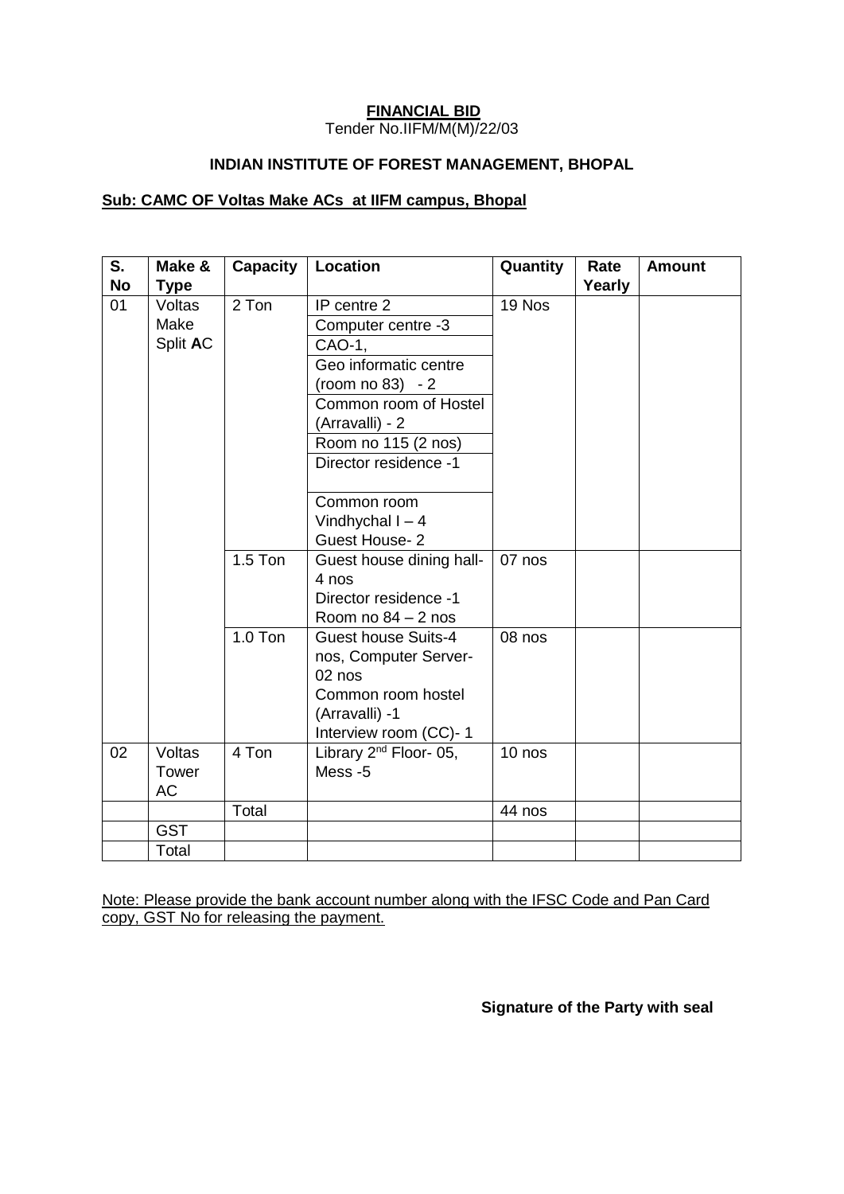**FINANCIAL BID**

Tender No.IIFM/M(M)/22/03

**INDIAN INSTITUTE OF FOREST MANAGEMENT, BHOPAL**

**Sub: CAMC OF Voltas Make ACs at IIFM campus, Bhopal**

| S. No | Make & Type | Capacity | Location | Quantity | Rate Yearly | Amount |
|---|---|---|---|---|---|---|
| 01 | Voltas Make Split **A**C | 2 Ton | IP centre 2<br>Computer centre -3<br>CAO-1,<br>Geo informatic centre (room no 83) - 2<br>Common room of Hostel (Arravalli) - 2<br>Room no 115 (2 nos)<br>Director residence -1<br>Common room Vindhychal I – 4<br>Guest House- 2 | 19 Nos | | |
| | | 1.5 Ton | Guest house dining hall- 4 nos<br>Director residence -1<br>Room no 84 – 2 nos | 07 nos | | |
| | | 1.0 Ton | Guest house Suits-4 nos, Computer Server-02 nos<br>Common room hostel (Arravalli) -1<br>Interview room (CC)- 1 | 08 nos | | |
| 02 | Voltas Tower AC | 4 Ton | Library 2nd Floor- 05, Mess -5 | 10 nos | | |
| | | Total | | 44 nos | | |
| | GST | | | | | |
| | Total | | | | | |

Note: Please provide the bank account number along with the IFSC Code and Pan Card copy, GST No for releasing the payment.

**Signature of the Party with seal**